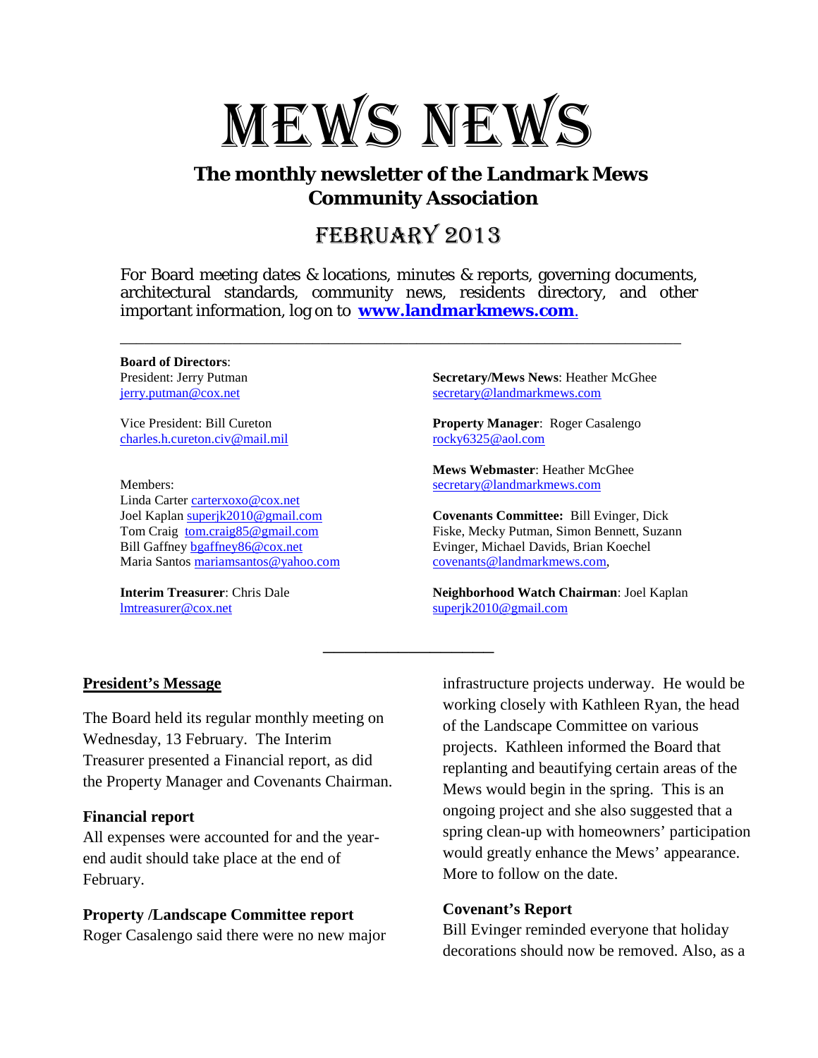# MEWS NEWS

## The monthly newsletter of the Landmark Mews Community Association

## FEBRUARY 2013

For Board meeting dates & locations, minutes & reports, governing documents, architectural standards, community news, residents directory, and other important information, log on to **www.landmarkmews.com**.

---

**Board of Directors**:
President: Jerry Putman
jerry.putman@cox.net

Vice President: Bill Cureton
charles.h.cureton.civ@mail.mil

Members:
Linda Carter carterxoxo@cox.net
Joel Kaplan superjk2010@gmail.com
Tom Craig tom.craig85@gmail.com
Bill Gaffney bgaffney86@cox.net
Maria Santos mariamsantos@yahoo.com

**Interim Treasurer**: Chris Dale
lmtreasurer@cox.net

**Secretary/Mews News**: Heather McGhee
secretary@landmarkmews.com

**Property Manager**: Roger Casalengo
rocky6325@aol.com

**Mews Webmaster**: Heather McGhee
secretary@landmarkmews.com

**Covenants Committee:** Bill Evinger, Dick Fiske, Mecky Putman, Simon Bennett, Suzann Evinger, Michael Davids, Brian Koechel
covenants@landmarkmews.com,

**Neighborhood Watch Chairman**: Joel Kaplan
superjk2010@gmail.com

---

## President's Message

The Board held its regular monthly meeting on Wednesday, 13 February. The Interim Treasurer presented a Financial report, as did the Property Manager and Covenants Chairman.

### Financial report

All expenses were accounted for and the year-end audit should take place at the end of February.

### Property /Landscape Committee report

Roger Casalengo said there were no new major infrastructure projects underway. He would be working closely with Kathleen Ryan, the head of the Landscape Committee on various projects. Kathleen informed the Board that replanting and beautifying certain areas of the Mews would begin in the spring. This is an ongoing project and she also suggested that a spring clean-up with homeowners' participation would greatly enhance the Mews' appearance. More to follow on the date.

### Covenant's Report

Bill Evinger reminded everyone that holiday decorations should now be removed. Also, as a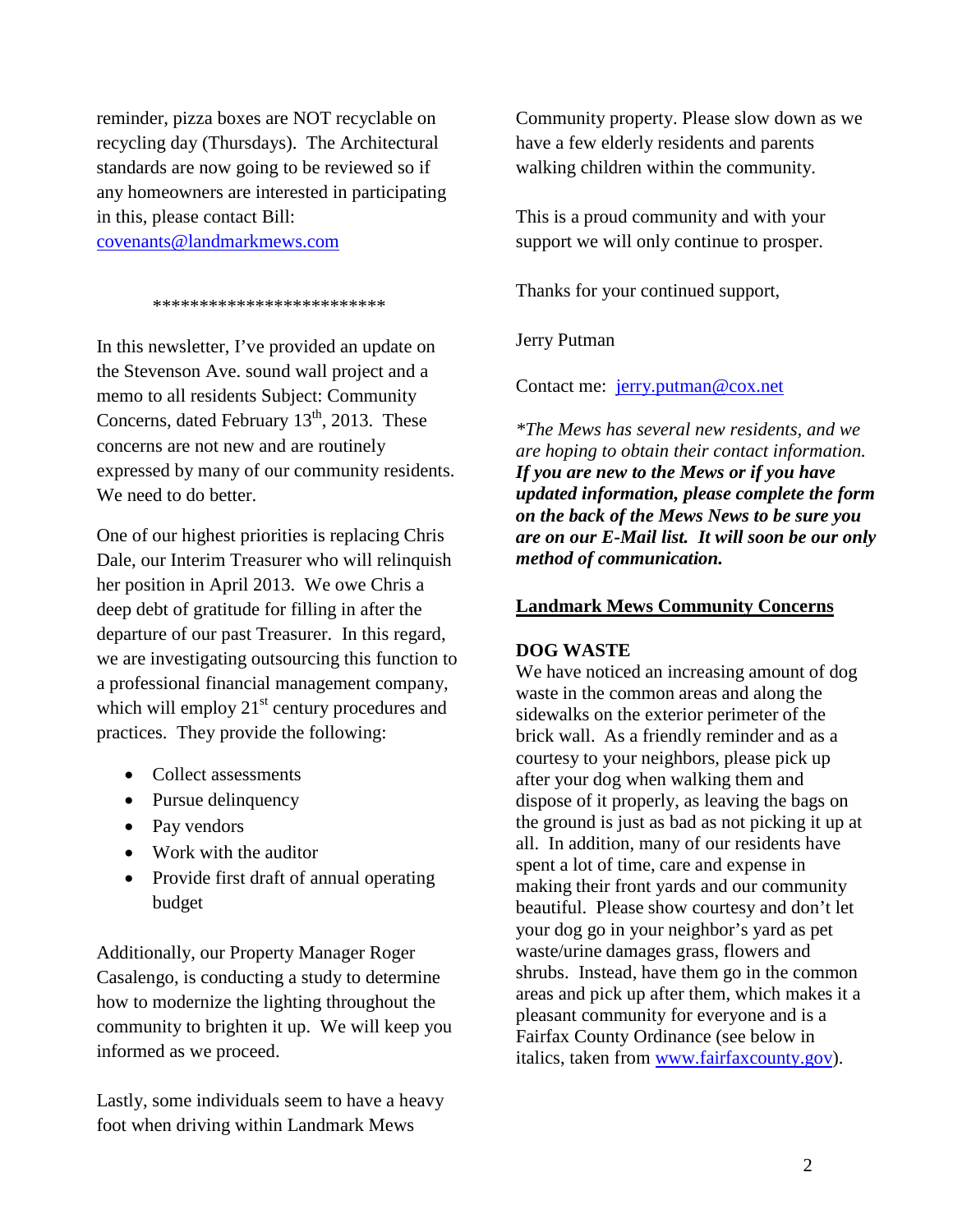reminder, pizza boxes are NOT recyclable on recycling day (Thursdays). The Architectural standards are now going to be reviewed so if any homeowners are interested in participating in this, please contact Bill: covenants@landmarkmews.com

*************************

In this newsletter, I've provided an update on the Stevenson Ave. sound wall project and a memo to all residents Subject: Community Concerns, dated February 13th, 2013. These concerns are not new and are routinely expressed by many of our community residents. We need to do better.

One of our highest priorities is replacing Chris Dale, our Interim Treasurer who will relinquish her position in April 2013. We owe Chris a deep debt of gratitude for filling in after the departure of our past Treasurer. In this regard, we are investigating outsourcing this function to a professional financial management company, which will employ 21st century procedures and practices. They provide the following:

- Collect assessments
- Pursue delinquency
- Pay vendors
- Work with the auditor
- Provide first draft of annual operating budget

Additionally, our Property Manager Roger Casalengo, is conducting a study to determine how to modernize the lighting throughout the community to brighten it up. We will keep you informed as we proceed.

Lastly, some individuals seem to have a heavy foot when driving within Landmark Mews Community property. Please slow down as we have a few elderly residents and parents walking children within the community.

This is a proud community and with your support we will only continue to prosper.

Thanks for your continued support,

Jerry Putman

Contact me: jerry.putman@cox.net

**The Mews has several new residents, and we are hoping to obtain their contact information.* ***If you are new to the Mews or if you have updated information, please complete the form on the back of the Mews News to be sure you are on our E-Mail list. It will soon be our only method of communication.***

## <u>Landmark Mews Community Concerns</u>

### DOG WASTE

We have noticed an increasing amount of dog waste in the common areas and along the sidewalks on the exterior perimeter of the brick wall. As a friendly reminder and as a courtesy to your neighbors, please pick up after your dog when walking them and dispose of it properly, as leaving the bags on the ground is just as bad as not picking it up at all. In addition, many of our residents have spent a lot of time, care and expense in making their front yards and our community beautiful. Please show courtesy and don't let your dog go in your neighbor's yard as pet waste/urine damages grass, flowers and shrubs. Instead, have them go in the common areas and pick up after them, which makes it a pleasant community for everyone and is a Fairfax County Ordinance (see below in italics, taken from www.fairfaxcounty.gov).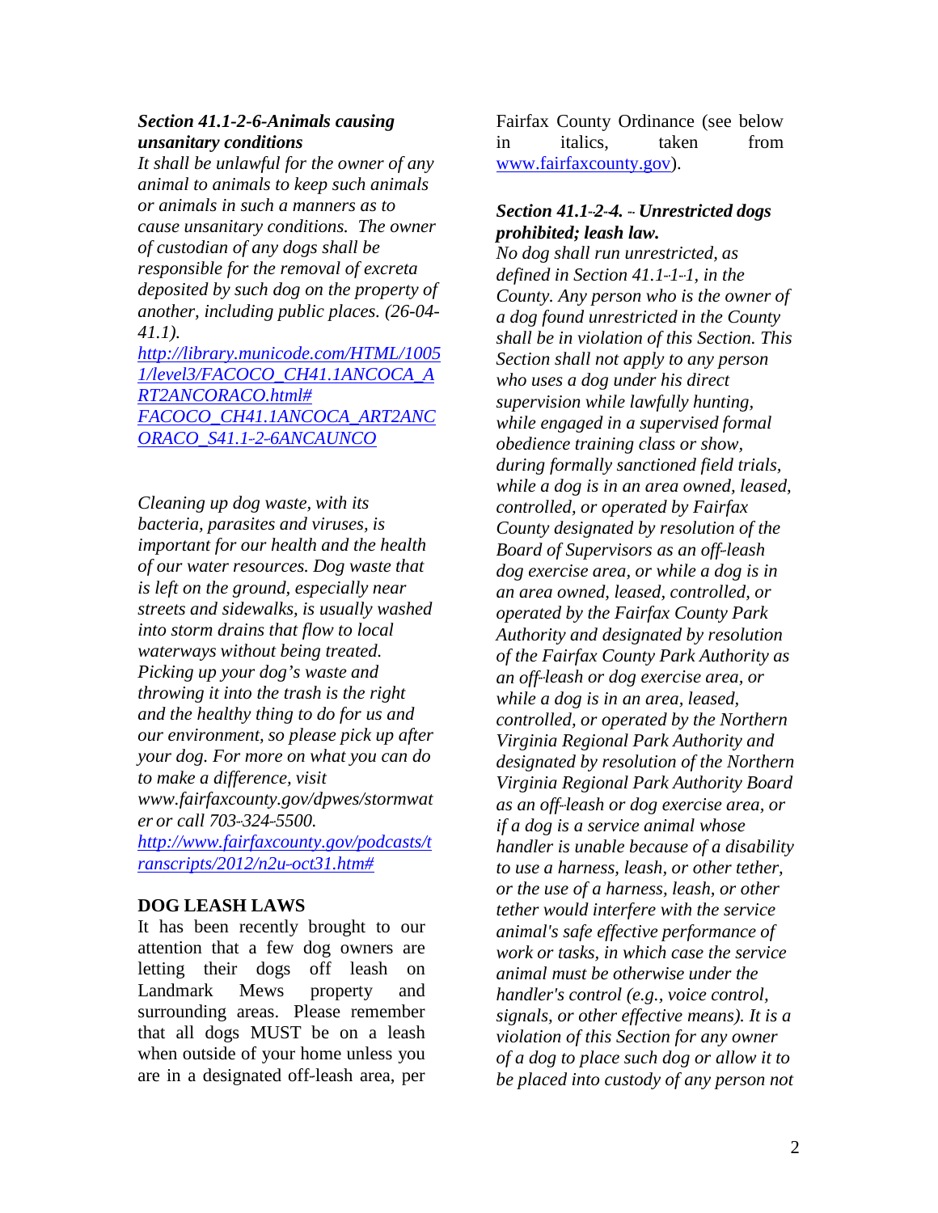***Section 41.1-2-6-Animals causing unsanitary conditions***

*It shall be unlawful for the owner of any animal to animals to keep such animals or animals in such a manners as to cause unsanitary conditions. The owner of custodian of any dogs shall be responsible for the removal of excreta deposited by such dog on the property of another, including public places. (26-04-41.1).*

*http://library.municode.com/HTML/10051/level3/FACOCO_CH41.1ANCOCA_ART2ANCORACO.html# FACOCO_CH41.1ANCOCA_ART2ANCORACO_S41.1-2-6ANCAUNCO*

*Cleaning up dog waste, with its bacteria, parasites and viruses, is important for our health and the health of our water resources. Dog waste that is left on the ground, especially near streets and sidewalks, is usually washed into storm drains that flow to local waterways without being treated. Picking up your dog's waste and throwing it into the trash is the right and the healthy thing to do for us and our environment, so please pick up after your dog. For more on what you can do to make a difference, visit www.fairfaxcounty.gov/dpwes/stormwater or call 703-324-5500.*

*http://www.fairfaxcounty.gov/podcasts/transcripts/2012/n2u-oct31.htm#*

**DOG LEASH LAWS**

It has been recently brought to our attention that a few dog owners are letting their dogs off leash on Landmark Mews property and surrounding areas. Please remember that all dogs MUST be on a leash when outside of your home unless you are in a designated off-leash area, per Fairfax County Ordinance (see below in italics, taken from www.fairfaxcounty.gov).

***Section 41.1-2-4. - Unrestricted dogs prohibited; leash law.***

*No dog shall run unrestricted, as defined in Section 41.1-1-1, in the County. Any person who is the owner of a dog found unrestricted in the County shall be in violation of this Section. This Section shall not apply to any person who uses a dog under his direct supervision while lawfully hunting, while engaged in a supervised formal obedience training class or show, during formally sanctioned field trials, while a dog is in an area owned, leased, controlled, or operated by Fairfax County designated by resolution of the Board of Supervisors as an off-leash dog exercise area, or while a dog is in an area owned, leased, controlled, or operated by the Fairfax County Park Authority and designated by resolution of the Fairfax County Park Authority as an off-leash or dog exercise area, or while a dog is in an area, leased, controlled, or operated by the Northern Virginia Regional Park Authority and designated by resolution of the Northern Virginia Regional Park Authority Board as an off-leash or dog exercise area, or if a dog is a service animal whose handler is unable because of a disability to use a harness, leash, or other tether, or the use of a harness, leash, or other tether would interfere with the service animal's safe effective performance of work or tasks, in which case the service animal must be otherwise under the handler's control (e.g., voice control, signals, or other effective means). It is a violation of this Section for any owner of a dog to place such dog or allow it to be placed into custody of any person not*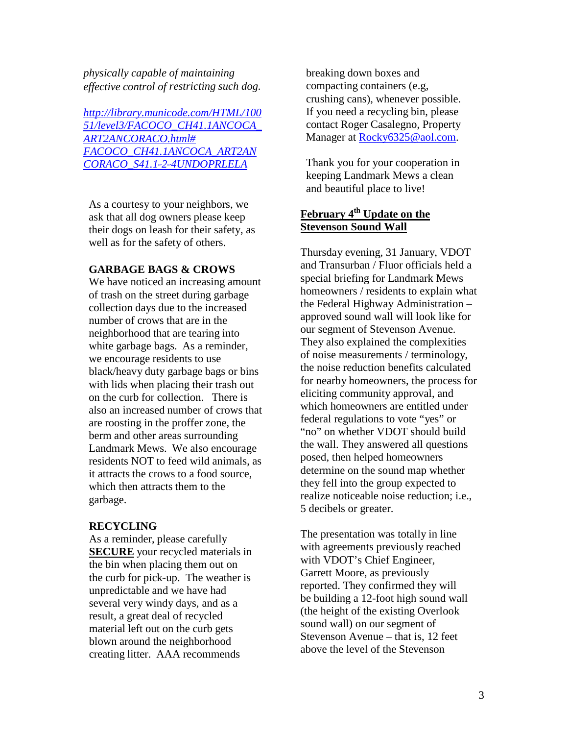*physically capable of maintaining effective control of restricting such dog.*

*[http://library.municode.com/HTML/10051/level3/FACOCO_CH41.1ANCOCA_ART2ANCORACO.html#FACOCO_CH41.1ANCOCA_ART2ANCORACO_S41.1-2-4UNDOPRLELA](http://library.municode.com/HTML/10051/level3/FACOCO_CH41.1ANCOCA_ART2ANCORACO.html#FACOCO_CH41.1ANCOCA_ART2ANCORACO_S41.1-2-4UNDOPRLELA)*

As a courtesy to your neighbors, we ask that all dog owners please keep their dogs on leash for their safety, as well as for the safety of others.

**GARBAGE BAGS & CROWS**

We have noticed an increasing amount of trash on the street during garbage collection days due to the increased number of crows that are in the neighborhood that are tearing into white garbage bags. As a reminder, we encourage residents to use black/heavy duty garbage bags or bins with lids when placing their trash out on the curb for collection. There is also an increased number of crows that are roosting in the proffer zone, the berm and other areas surrounding Landmark Mews. We also encourage residents NOT to feed wild animals, as it attracts the crows to a food source, which then attracts them to the garbage.

**RECYCLING**

As a reminder, please carefully **SECURE** your recycled materials in the bin when placing them out on the curb for pick-up. The weather is unpredictable and we have had several very windy days, and as a result, a great deal of recycled material left out on the curb gets blown around the neighborhood creating litter. AAA recommends breaking down boxes and compacting containers (e.g, crushing cans), whenever possible. If you need a recycling bin, please contact Roger Casalegno, Property Manager at Rocky6325@aol.com.

Thank you for your cooperation in keeping Landmark Mews a clean and beautiful place to live!

**February 4th Update on the Stevenson Sound Wall**

Thursday evening, 31 January, VDOT and Transurban / Fluor officials held a special briefing for Landmark Mews homeowners / residents to explain what the Federal Highway Administration – approved sound wall will look like for our segment of Stevenson Avenue. They also explained the complexities of noise measurements / terminology, the noise reduction benefits calculated for nearby homeowners, the process for eliciting community approval, and which homeowners are entitled under federal regulations to vote "yes" or "no" on whether VDOT should build the wall. They answered all questions posed, then helped homeowners determine on the sound map whether they fell into the group expected to realize noticeable noise reduction; i.e., 5 decibels or greater.

The presentation was totally in line with agreements previously reached with VDOT's Chief Engineer, Garrett Moore, as previously reported. They confirmed they will be building a 12-foot high sound wall (the height of the existing Overlook sound wall) on our segment of Stevenson Avenue – that is, 12 feet above the level of the Stevenson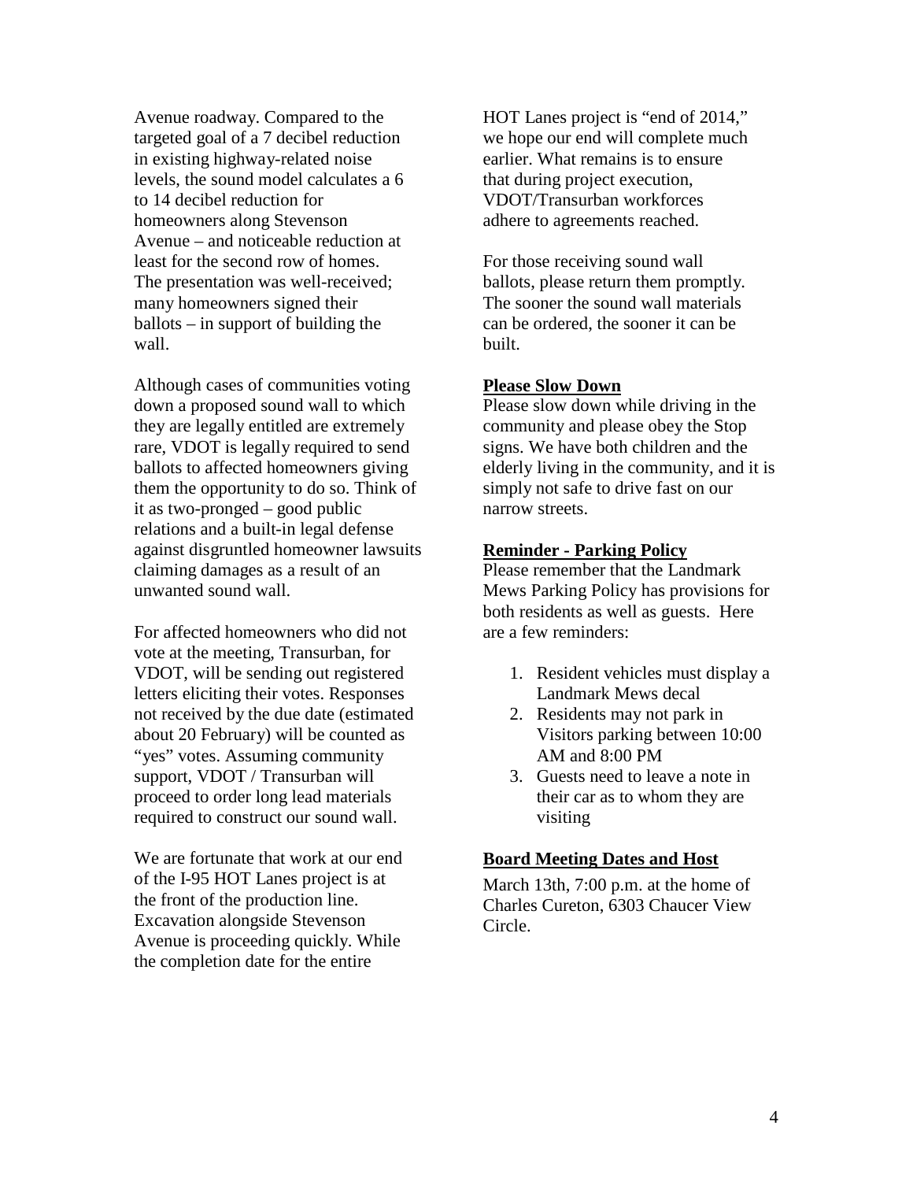Avenue roadway. Compared to the targeted goal of a 7 decibel reduction in existing highway-related noise levels, the sound model calculates a 6 to 14 decibel reduction for homeowners along Stevenson Avenue – and noticeable reduction at least for the second row of homes. The presentation was well-received; many homeowners signed their ballots – in support of building the wall.

Although cases of communities voting down a proposed sound wall to which they are legally entitled are extremely rare, VDOT is legally required to send ballots to affected homeowners giving them the opportunity to do so. Think of it as two-pronged – good public relations and a built-in legal defense against disgruntled homeowner lawsuits claiming damages as a result of an unwanted sound wall.

For affected homeowners who did not vote at the meeting, Transurban, for VDOT, will be sending out registered letters eliciting their votes. Responses not received by the due date (estimated about 20 February) will be counted as "yes" votes. Assuming community support, VDOT / Transurban will proceed to order long lead materials required to construct our sound wall.

We are fortunate that work at our end of the I-95 HOT Lanes project is at the front of the production line. Excavation alongside Stevenson Avenue is proceeding quickly. While the completion date for the entire HOT Lanes project is "end of 2014," we hope our end will complete much earlier. What remains is to ensure that during project execution, VDOT/Transurban workforces adhere to agreements reached.

For those receiving sound wall ballots, please return them promptly. The sooner the sound wall materials can be ordered, the sooner it can be built.

**Please Slow Down**

Please slow down while driving in the community and please obey the Stop signs. We have both children and the elderly living in the community, and it is simply not safe to drive fast on our narrow streets.

**Reminder - Parking Policy**

Please remember that the Landmark Mews Parking Policy has provisions for both residents as well as guests. Here are a few reminders:

1. Resident vehicles must display a Landmark Mews decal
2. Residents may not park in Visitors parking between 10:00 AM and 8:00 PM
3. Guests need to leave a note in their car as to whom they are visiting

**Board Meeting Dates and Host**

March 13th, 7:00 p.m. at the home of Charles Cureton, 6303 Chaucer View Circle.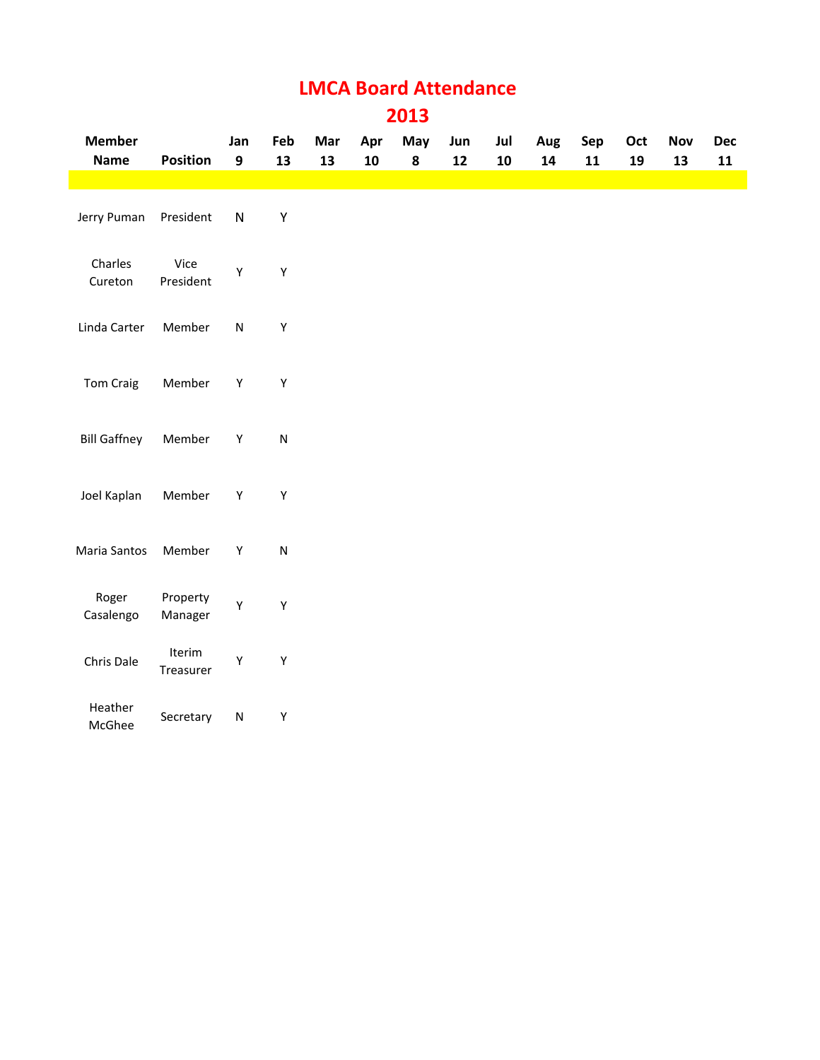# LMCA Board Attendance

## 2013

| Member Name | Position | Jan 9 | Feb 13 | Mar 13 | Apr 10 | May 8 | Jun 12 | Jul 10 | Aug 14 | Sep 11 | Oct 19 | Nov 13 | Dec 11 |
|---|---|---|---|---|---|---|---|---|---|---|---|---|---|
| Jerry Puman | President | N | Y | | | | | | | | | | |
| Charles Cureton | Vice President | Y | Y | | | | | | | | | | |
| Linda Carter | Member | N | Y | | | | | | | | | | |
| Tom Craig | Member | Y | Y | | | | | | | | | | |
| Bill Gaffney | Member | Y | N | | | | | | | | | | |
| Joel Kaplan | Member | Y | Y | | | | | | | | | | |
| Maria Santos | Member | Y | N | | | | | | | | | | |
| Roger Casalengo | Property Manager | Y | Y | | | | | | | | | | |
| Chris Dale | Iterim Treasurer | Y | Y | | | | | | | | | | |
| Heather McGhee | Secretary | N | Y | | | | | | | | | | |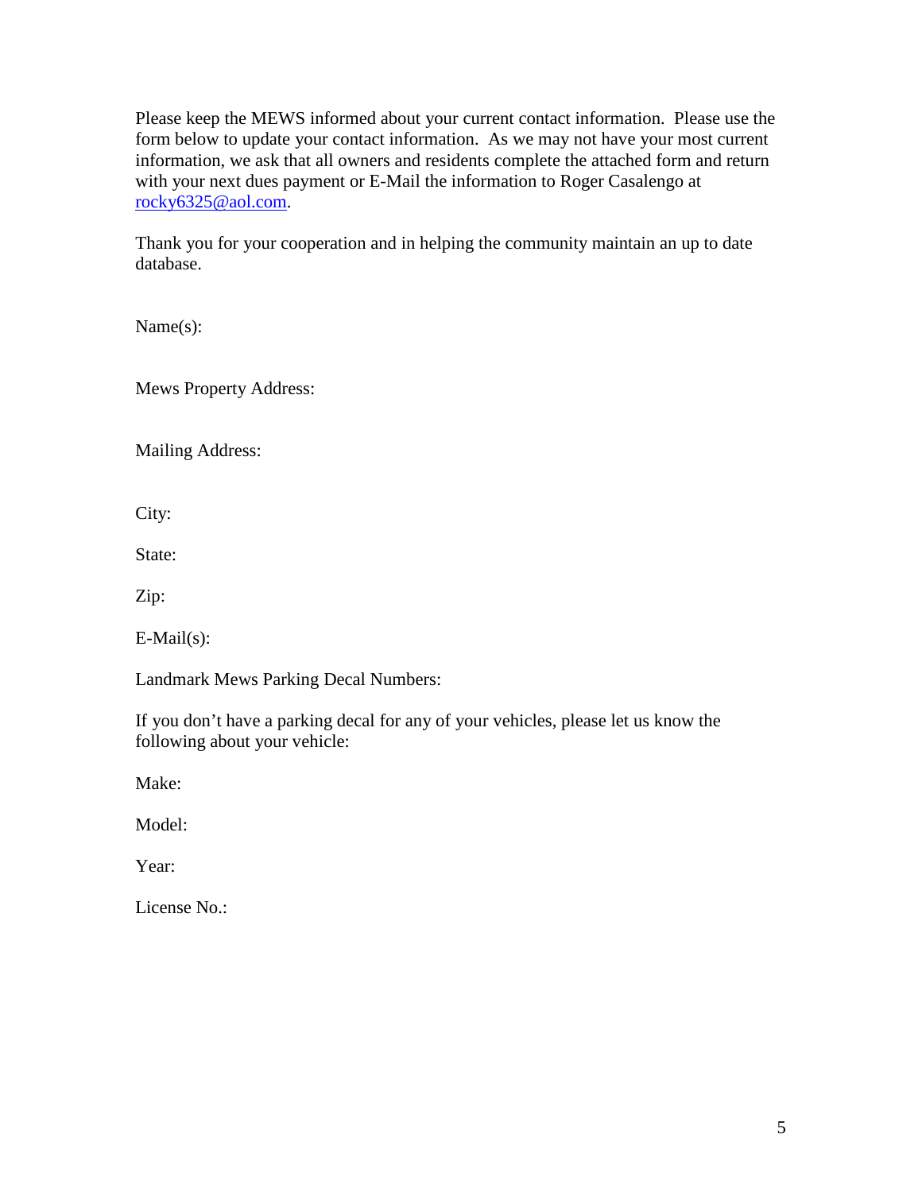Please keep the MEWS informed about your current contact information. Please use the form below to update your contact information. As we may not have your most current information, we ask that all owners and residents complete the attached form and return with your next dues payment or E-Mail the information to Roger Casalengo at rocky6325@aol.com.

Thank you for your cooperation and in helping the community maintain an up to date database.

Name(s):

Mews Property Address:

Mailing Address:

City:

State:

Zip:

E-Mail(s):

Landmark Mews Parking Decal Numbers:

If you don't have a parking decal for any of your vehicles, please let us know the following about your vehicle:

Make:

Model:

Year:

License No.: